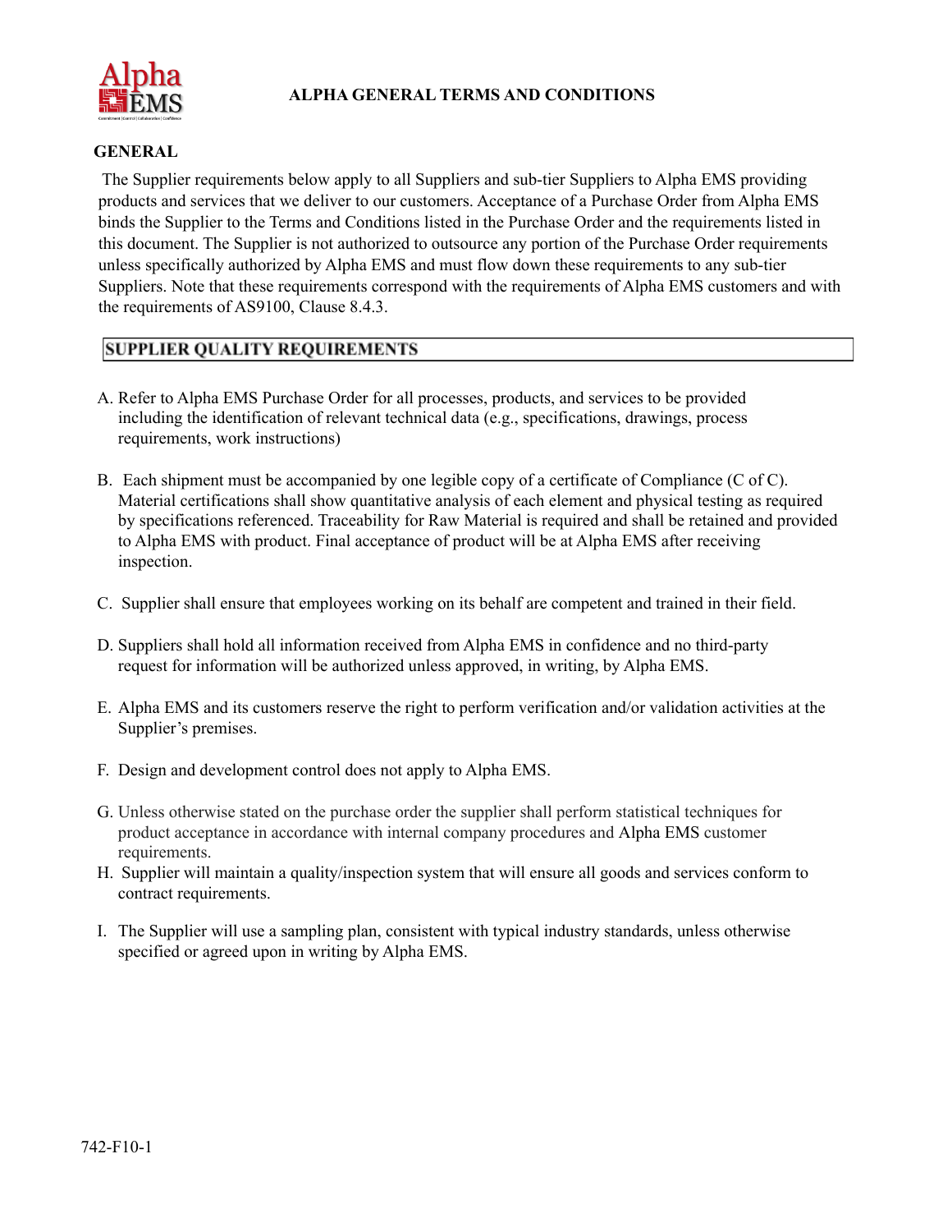# ALPHA GENERAL TERMS AND CONDITIONS

## GENERAL

The Supplier requirements below apply to all Suppliers and sub-tier Suppliers to Alpha EMS providing products and services that we deliver to our customers. Acceptance of a Purchase Order from Alpha EMS binds the Supplier to the Terms and Conditions listed in the Purchase Order and the requirements listed in this document. The Supplier is not authorized to outsource any portion of the Purchase Order requirements unless specifically authorized by Alpha EMS and must flow down these requirements to any sub-tier Suppliers. Note that these requirements correspond with the requirements of Alpha EMS customers and with the requirements of AS9100, Clause 8.4.3.

## SUPPLIER QUALITY REQUIREMENTS

A. Refer to Alpha EMS Purchase Order for all processes, products, and services to be provided including the identification of relevant technical data (e.g., specifications, drawings, process requirements, work instructions)

B. Each shipment must be accompanied by one legible copy of a certificate of Compliance (C of C). Material certifications shall show quantitative analysis of each element and physical testing as required by specifications referenced. Traceability for Raw Material is required and shall be retained and provided to Alpha EMS with product. Final acceptance of product will be at Alpha EMS after receiving inspection.

C. Supplier shall ensure that employees working on its behalf are competent and trained in their field.

D. Suppliers shall hold all information received from Alpha EMS in confidence and no third-party request for information will be authorized unless approved, in writing, by Alpha EMS.

E. Alpha EMS and its customers reserve the right to perform verification and/or validation activities at the Supplier's premises.

F. Design and development control does not apply to Alpha EMS.

G. Unless otherwise stated on the purchase order the supplier shall perform statistical techniques for product acceptance in accordance with internal company procedures and Alpha EMS customer requirements.

H. Supplier will maintain a quality/inspection system that will ensure all goods and services conform to contract requirements.

I. The Supplier will use a sampling plan, consistent with typical industry standards, unless otherwise specified or agreed upon in writing by Alpha EMS.

742-F10-1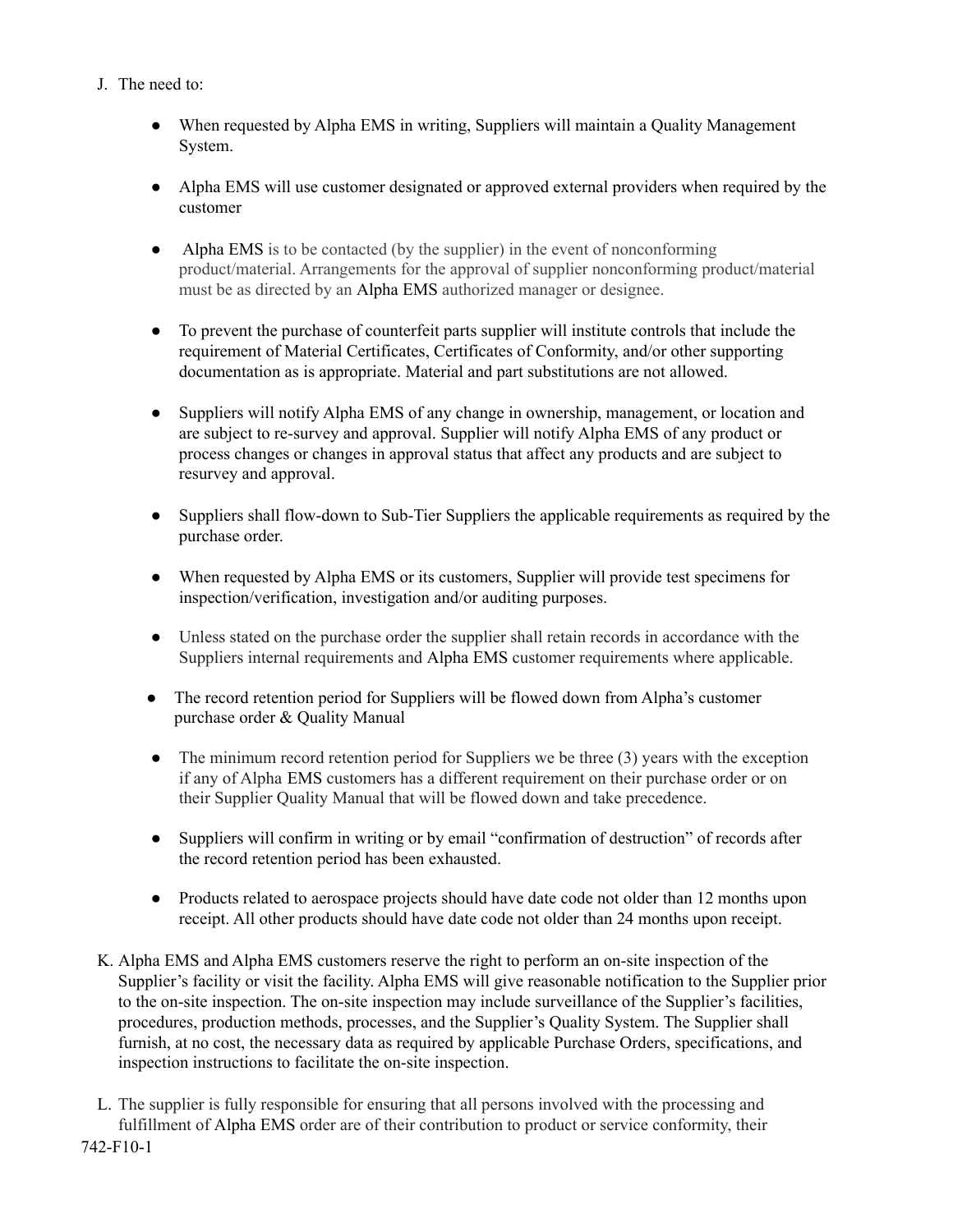J. The need to:

- When requested by Alpha EMS in writing, Suppliers will maintain a Quality Management System.

- Alpha EMS will use customer designated or approved external providers when required by the customer

- Alpha EMS is to be contacted (by the supplier) in the event of nonconforming product/material. Arrangements for the approval of supplier nonconforming product/material must be as directed by an Alpha EMS authorized manager or designee.

- To prevent the purchase of counterfeit parts supplier will institute controls that include the requirement of Material Certificates, Certificates of Conformity, and/or other supporting documentation as is appropriate. Material and part substitutions are not allowed.

- Suppliers will notify Alpha EMS of any change in ownership, management, or location and are subject to re-survey and approval. Supplier will notify Alpha EMS of any product or process changes or changes in approval status that affect any products and are subject to resurvey and approval.

- Suppliers shall flow-down to Sub-Tier Suppliers the applicable requirements as required by the purchase order.

- When requested by Alpha EMS or its customers, Supplier will provide test specimens for inspection/verification, investigation and/or auditing purposes.

- Unless stated on the purchase order the supplier shall retain records in accordance with the Suppliers internal requirements and Alpha EMS customer requirements where applicable.

- The record retention period for Suppliers will be flowed down from Alpha's customer purchase order & Quality Manual

- The minimum record retention period for Suppliers we be three (3) years with the exception if any of Alpha EMS customers has a different requirement on their purchase order or on their Supplier Quality Manual that will be flowed down and take precedence.

- Suppliers will confirm in writing or by email "confirmation of destruction" of records after the record retention period has been exhausted.

- Products related to aerospace projects should have date code not older than 12 months upon receipt. All other products should have date code not older than 24 months upon receipt.

K. Alpha EMS and Alpha EMS customers reserve the right to perform an on-site inspection of the Supplier's facility or visit the facility. Alpha EMS will give reasonable notification to the Supplier prior to the on-site inspection. The on-site inspection may include surveillance of the Supplier's facilities, procedures, production methods, processes, and the Supplier's Quality System. The Supplier shall furnish, at no cost, the necessary data as required by applicable Purchase Orders, specifications, and inspection instructions to facilitate the on-site inspection.

L. The supplier is fully responsible for ensuring that all persons involved with the processing and fulfillment of Alpha EMS order are of their contribution to product or service conformity, their

742-F10-1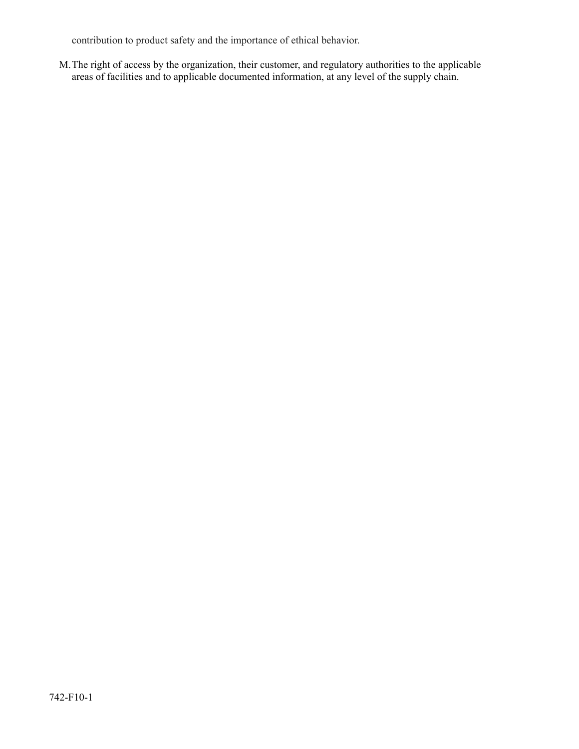contribution to product safety and the importance of ethical behavior.

M. The right of access by the organization, their customer, and regulatory authorities to the applicable areas of facilities and to applicable documented information, at any level of the supply chain.